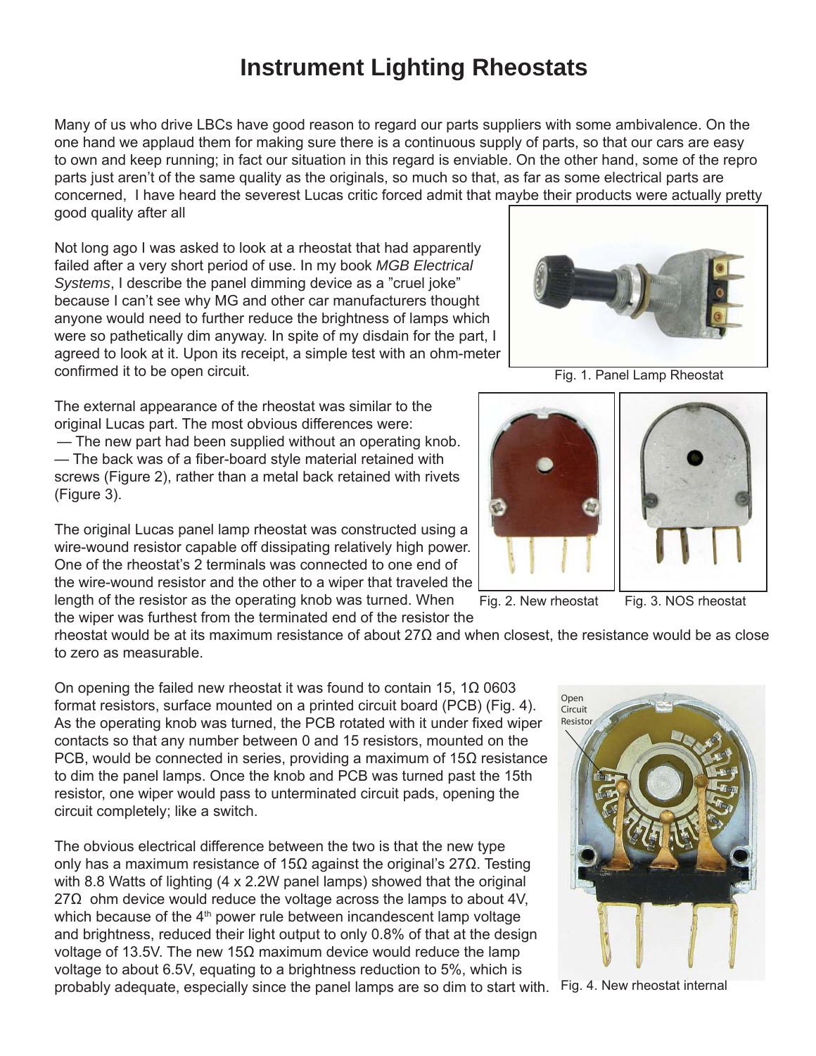# Instrument Lighting Rheostats

Many of us who drive LBCs have good reason to regard our parts suppliers with some ambivalence. On the one hand we applaud them for making sure there is a continuous supply of parts, so that our cars are easy to own and keep running; in fact our situation in this regard is enviable. On the other hand, some of the repro parts just aren't of the same quality as the originals, so much so that, as far as some electrical parts are concerned, I have heard the severest Lucas critic forced admit that maybe their products were actually pretty good quality after all

Not long ago I was asked to look at a rheostat that had apparently failed after a very short period of use. In my book *MGB Electrical Systems*, I describe the panel dimming device as a "cruel joke" because I can't see why MG and other car manufacturers thought anyone would need to further reduce the brightness of lamps which were so pathetically dim anyway. In spite of my disdain for the part, I agreed to look at it. Upon its receipt, a simple test with an ohm-meter confirmed it to be open circuit.

Fig. 1. Panel Lamp Rheostat

The external appearance of the rheostat was similar to the original Lucas part. The most obvious differences were:
— The new part had been supplied without an operating knob.
— The back was of a fiber-board style material retained with screws (Figure 2), rather than a metal back retained with rivets (Figure 3).

Fig. 2. New rheostat

Fig. 3. NOS rheostat

The original Lucas panel lamp rheostat was constructed using a wire-wound resistor capable off dissipating relatively high power. One of the rheostat's 2 terminals was connected to one end of the wire-wound resistor and the other to a wiper that traveled the length of the resistor as the operating knob was turned. When the wiper was furthest from the terminated end of the resistor the rheostat would be at its maximum resistance of about 27Ω and when closest, the resistance would be as close to zero as measurable.

On opening the failed new rheostat it was found to contain 15, 1Ω 0603 format resistors, surface mounted on a printed circuit board (PCB) (Fig. 4). As the operating knob was turned, the PCB rotated with it under fixed wiper contacts so that any number between 0 and 15 resistors, mounted on the PCB, would be connected in series, providing a maximum of 15Ω resistance to dim the panel lamps. Once the knob and PCB was turned past the 15th resistor, one wiper would pass to unterminated circuit pads, opening the circuit completely; like a switch.

Open Circuit Resistor

Fig. 4. New rheostat internal

The obvious electrical difference between the two is that the new type only has a maximum resistance of 15Ω against the original's 27Ω. Testing with 8.8 Watts of lighting (4 x 2.2W panel lamps) showed that the original 27Ω ohm device would reduce the voltage across the lamps to about 4V, which because of the $4^{th}$ power rule between incandescent lamp voltage and brightness, reduced their light output to only 0.8% of that at the design voltage of 13.5V. The new 15Ω maximum device would reduce the lamp voltage to about 6.5V, equating to a brightness reduction to 5%, which is probably adequate, especially since the panel lamps are so dim to start with.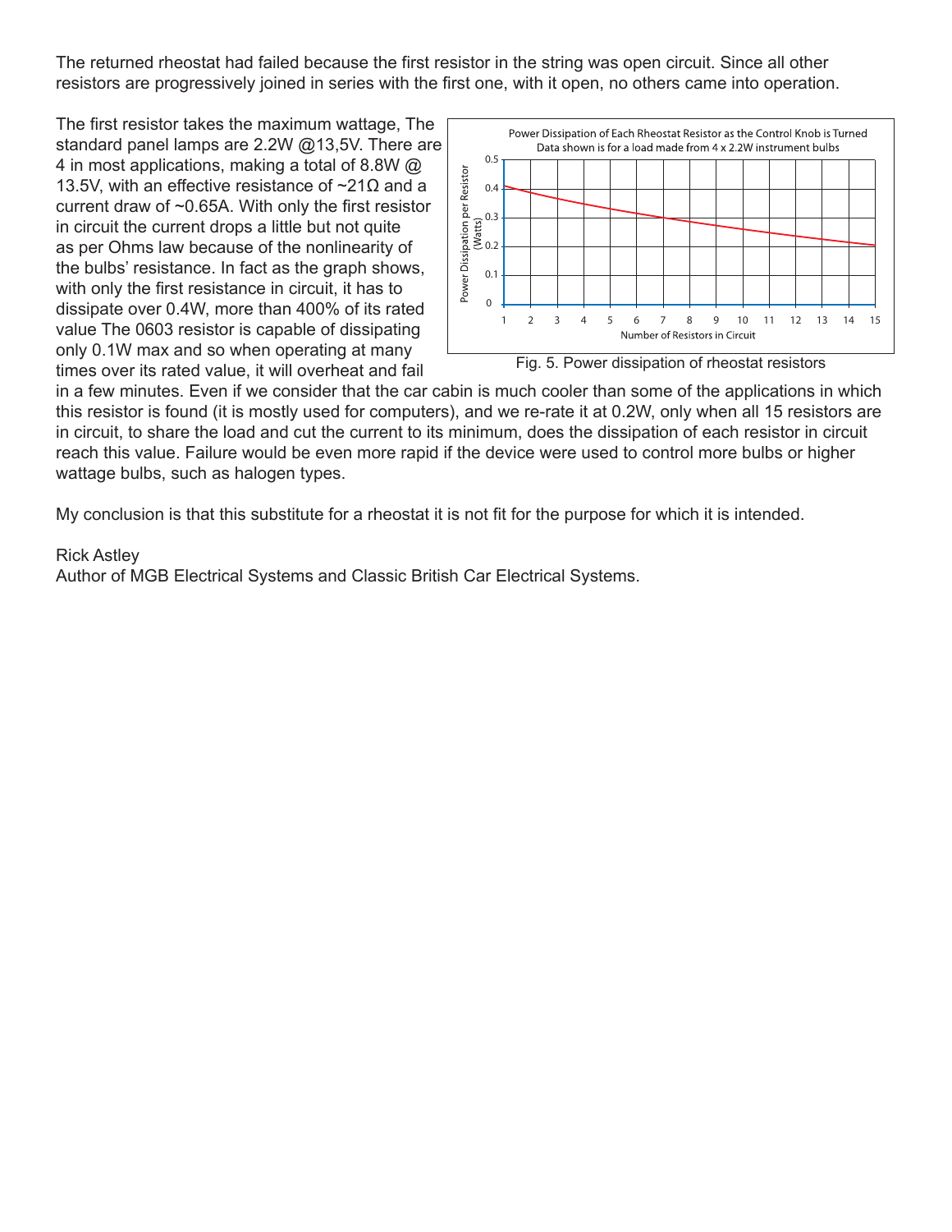The returned rheostat had failed because the first resistor in the string was open circuit. Since all other resistors are progressively joined in series with the first one, with it open, no others came into operation.

The first resistor takes the maximum wattage, The standard panel lamps are 2.2W @13,5V. There are 4 in most applications, making a total of 8.8W @ 13.5V, with an effective resistance of ~21Ω and a current draw of ~0.65A. With only the first resistor in circuit the current drops a little but not quite as per Ohms law because of the nonlinearity of the bulbs' resistance. In fact as the graph shows, with only the first resistance in circuit, it has to dissipate over 0.4W, more than 400% of its rated value The 0603 resistor is capable of dissipating only 0.1W max and so when operating at many times over its rated value, it will overheat and fail in a few minutes. Even if we consider that the car cabin is much cooler than some of the applications in which this resistor is found (it is mostly used for computers), and we re-rate it at 0.2W, only when all 15 resistors are in circuit, to share the load and cut the current to its minimum, does the dissipation of each resistor in circuit reach this value. Failure would be even more rapid if the device were used to control more bulbs or higher wattage bulbs, such as halogen types.

Power Dissipation of Each Rheostat Resistor as the Control Knob is Turned
Data shown is for a load made from 4 x 2.2W instrument bulbs

Power Dissipation per Resistor (Watts)

0.5
0.4
0.3
0.2
0.1
0

1 2 3 4 5 6 7 8 9 10 11 12 13 14 15

Number of Resistors in Circuit

Fig. 5. Power dissipation of rheostat resistors

My conclusion is that this substitute for a rheostat it is not fit for the purpose for which it is intended.

Rick Astley
Author of MGB Electrical Systems and Classic British Car Electrical Systems.